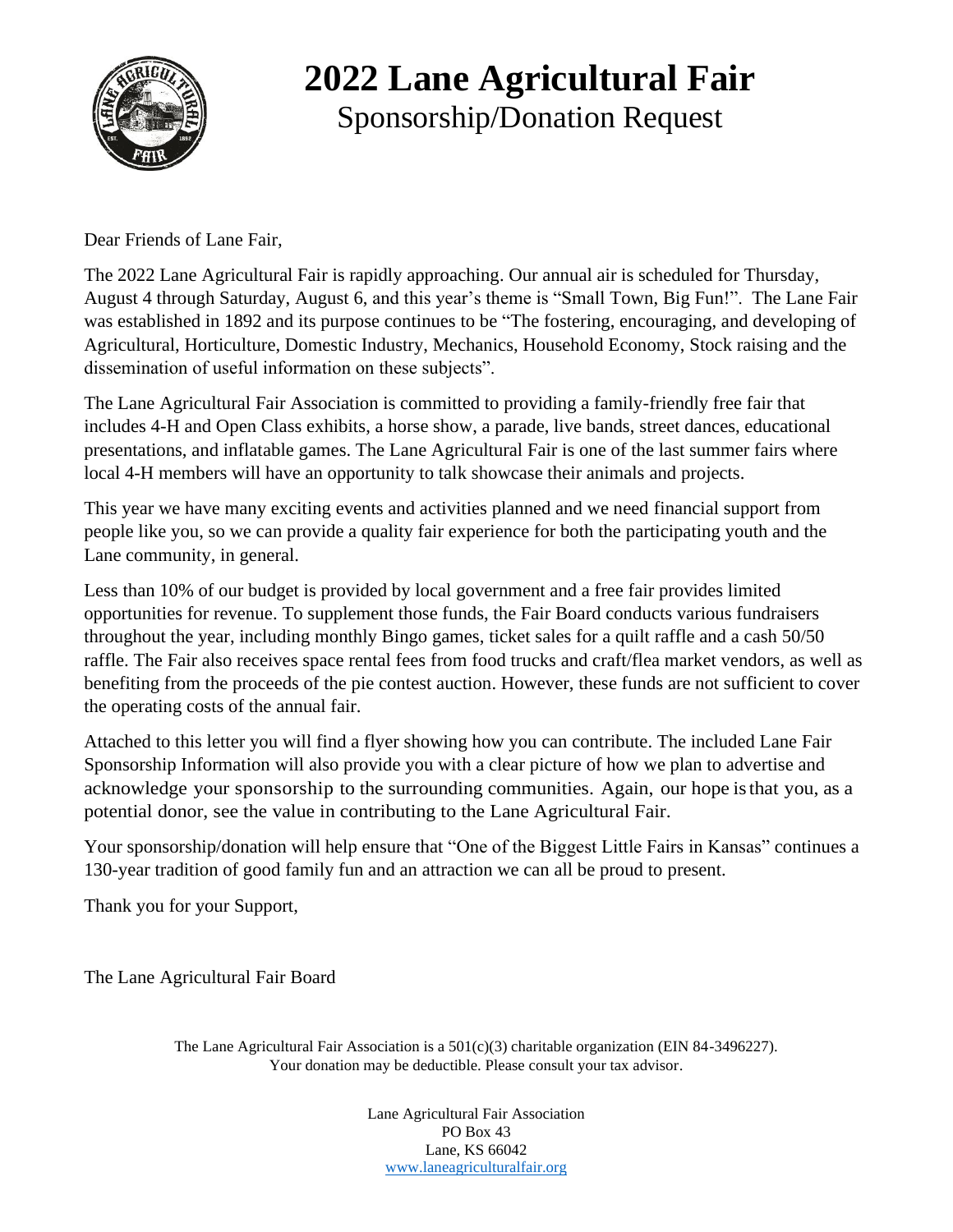# 2022 Lane Agricultural Fair

## Sponsorship/Donation Request

Dear Friends of Lane Fair,

The 2022 Lane Agricultural Fair is rapidly approaching. Our annual air is scheduled for Thursday, August 4 through Saturday, August 6, and this year's theme is "Small Town, Big Fun!". The Lane Fair was established in 1892 and its purpose continues to be "The fostering, encouraging, and developing of Agricultural, Horticulture, Domestic Industry, Mechanics, Household Economy, Stock raising and the dissemination of useful information on these subjects".

The Lane Agricultural Fair Association is committed to providing a family-friendly free fair that includes 4-H and Open Class exhibits, a horse show, a parade, live bands, street dances, educational presentations, and inflatable games. The Lane Agricultural Fair is one of the last summer fairs where local 4-H members will have an opportunity to talk showcase their animals and projects.

This year we have many exciting events and activities planned and we need financial support from people like you, so we can provide a quality fair experience for both the participating youth and the Lane community, in general.

Less than 10% of our budget is provided by local government and a free fair provides limited opportunities for revenue. To supplement those funds, the Fair Board conducts various fundraisers throughout the year, including monthly Bingo games, ticket sales for a quilt raffle and a cash 50/50 raffle. The Fair also receives space rental fees from food trucks and craft/flea market vendors, as well as benefiting from the proceeds of the pie contest auction. However, these funds are not sufficient to cover the operating costs of the annual fair.

Attached to this letter you will find a flyer showing how you can contribute. The included Lane Fair Sponsorship Information will also provide you with a clear picture of how we plan to advertise and acknowledge your sponsorship to the surrounding communities. Again, our hope is that you, as a potential donor, see the value in contributing to the Lane Agricultural Fair.

Your sponsorship/donation will help ensure that "One of the Biggest Little Fairs in Kansas" continues a 130-year tradition of good family fun and an attraction we can all be proud to present.

Thank you for your Support,

The Lane Agricultural Fair Board

The Lane Agricultural Fair Association is a 501(c)(3) charitable organization (EIN 84-3496227).
Your donation may be deductible. Please consult your tax advisor.

Lane Agricultural Fair Association
PO Box 43
Lane, KS 66042
www.laneagriculturalfair.org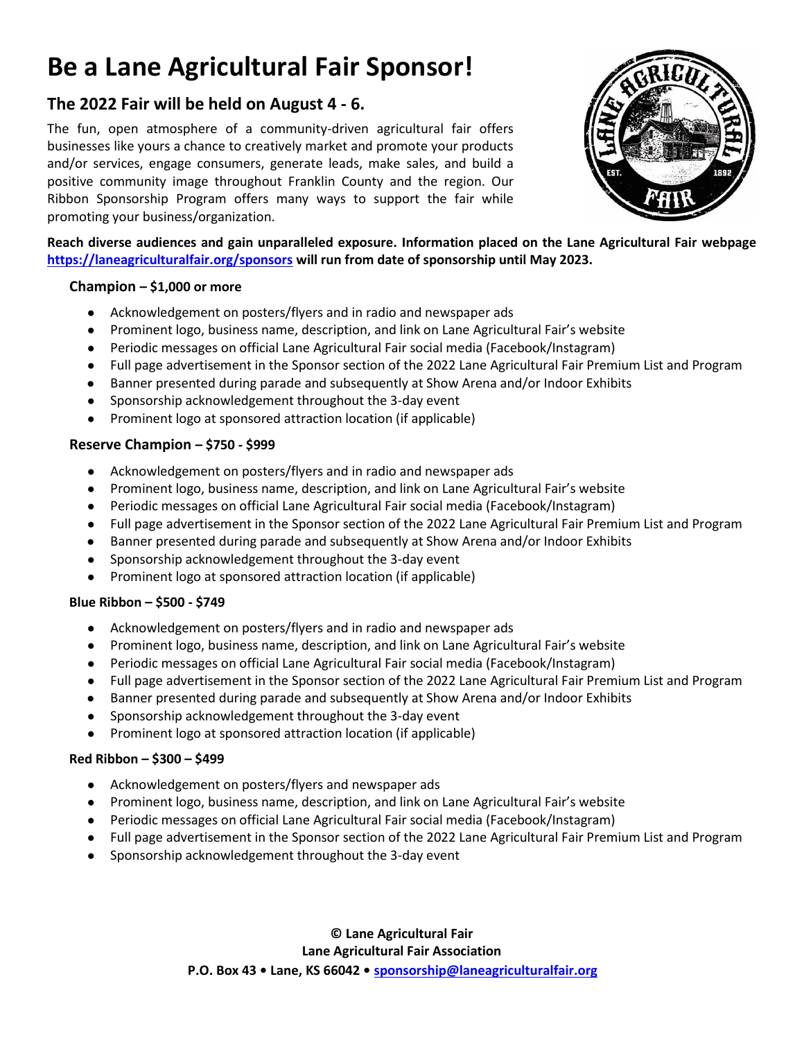# Be a Lane Agricultural Fair Sponsor!

## The 2022 Fair will be held on August 4 - 6.

The fun, open atmosphere of a community-driven agricultural fair offers businesses like yours a chance to creatively market and promote your products and/or services, engage consumers, generate leads, make sales, and build a positive community image throughout Franklin County and the region. Our Ribbon Sponsorship Program offers many ways to support the fair while promoting your business/organization.

**Reach diverse audiences and gain unparalleled exposure. Information placed on the Lane Agricultural Fair webpage [https://laneagriculturalfair.org/sponsors](https://laneagriculturalfair.org/sponsors) will run from date of sponsorship until May 2023.**

### Champion – $1,000 or more

- Acknowledgement on posters/flyers and in radio and newspaper ads
- Prominent logo, business name, description, and link on Lane Agricultural Fair's website
- Periodic messages on official Lane Agricultural Fair social media (Facebook/Instagram)
- Full page advertisement in the Sponsor section of the 2022 Lane Agricultural Fair Premium List and Program
- Banner presented during parade and subsequently at Show Arena and/or Indoor Exhibits
- Sponsorship acknowledgement throughout the 3-day event
- Prominent logo at sponsored attraction location (if applicable)

### Reserve Champion – $750 - $999

- Acknowledgement on posters/flyers and in radio and newspaper ads
- Prominent logo, business name, description, and link on Lane Agricultural Fair's website
- Periodic messages on official Lane Agricultural Fair social media (Facebook/Instagram)
- Full page advertisement in the Sponsor section of the 2022 Lane Agricultural Fair Premium List and Program
- Banner presented during parade and subsequently at Show Arena and/or Indoor Exhibits
- Sponsorship acknowledgement throughout the 3-day event
- Prominent logo at sponsored attraction location (if applicable)

### Blue Ribbon – $500 - $749

- Acknowledgement on posters/flyers and in radio and newspaper ads
- Prominent logo, business name, description, and link on Lane Agricultural Fair's website
- Periodic messages on official Lane Agricultural Fair social media (Facebook/Instagram)
- Full page advertisement in the Sponsor section of the 2022 Lane Agricultural Fair Premium List and Program
- Banner presented during parade and subsequently at Show Arena and/or Indoor Exhibits
- Sponsorship acknowledgement throughout the 3-day event
- Prominent logo at sponsored attraction location (if applicable)

### Red Ribbon – $300 – $499

- Acknowledgement on posters/flyers and newspaper ads
- Prominent logo, business name, description, and link on Lane Agricultural Fair's website
- Periodic messages on official Lane Agricultural Fair social media (Facebook/Instagram)
- Full page advertisement in the Sponsor section of the 2022 Lane Agricultural Fair Premium List and Program
- Sponsorship acknowledgement throughout the 3-day event

**© Lane Agricultural Fair**
**Lane Agricultural Fair Association**
**P.O. Box 43 • Lane, KS 66042 • [sponsorship@laneagriculturalfair.org](mailto:sponsorship@laneagriculturalfair.org)**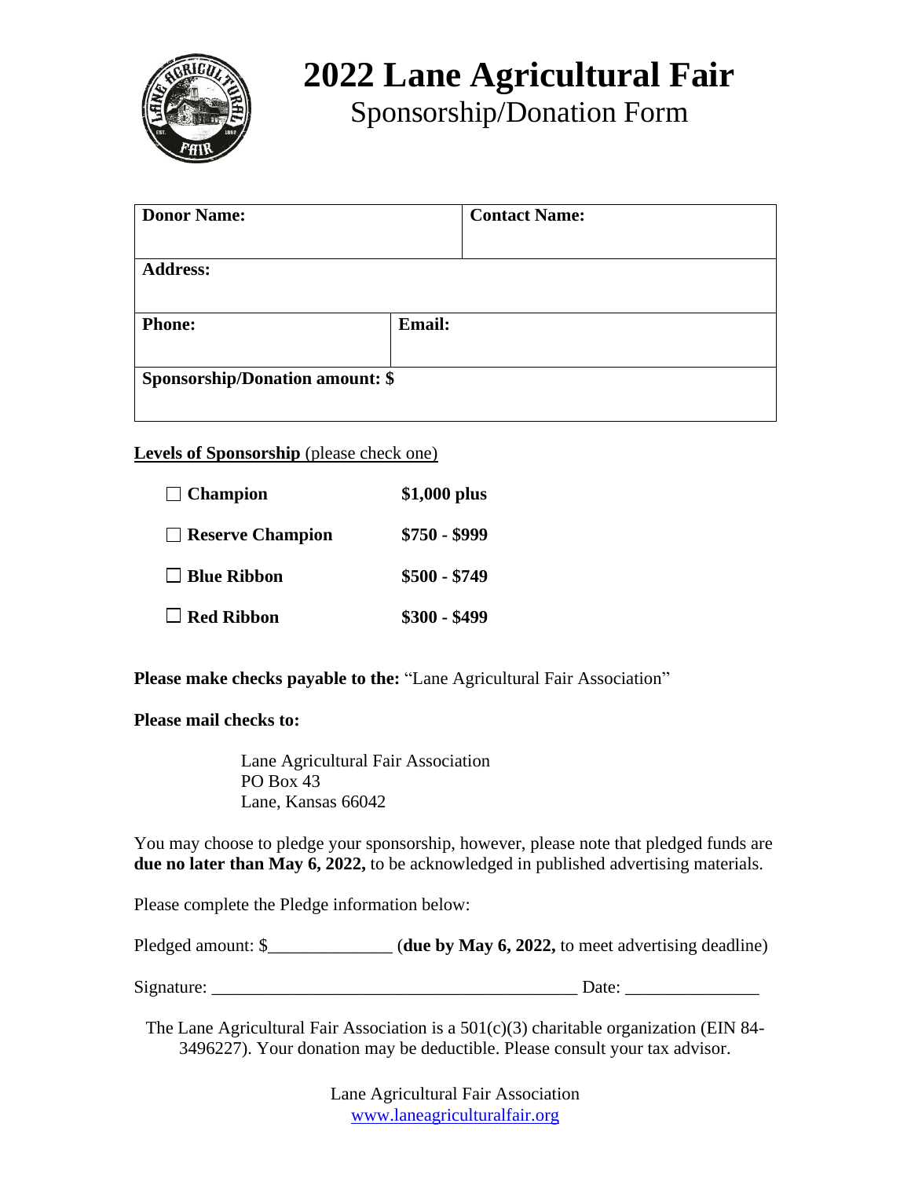# 2022 Lane Agricultural Fair

## Sponsorship/Donation Form

| **Donor Name:** | **Contact Name:** |
| --- | --- |
| **Address:** | |
| **Phone:** | **Email:** |
| **Sponsorship/Donation amount: $** | |

**Levels of Sponsorship** (please check one)

| | |
| --- | --- |
| ☐ **Champion** | **$1,000 plus** |
| ☐ **Reserve Champion** | **$750 - $999** |
| ☐ **Blue Ribbon** | **$500 - $749** |
| ☐ **Red Ribbon** | **$300 - $499** |

**Please make checks payable to the:** "Lane Agricultural Fair Association"

**Please mail checks to:**

Lane Agricultural Fair Association
PO Box 43
Lane, Kansas 66042

You may choose to pledge your sponsorship, however, please note that pledged funds are **due no later than May 6, 2022,** to be acknowledged in published advertising materials.

Please complete the Pledge information below:

Pledged amount: $______________ (**due by May 6, 2022,** to meet advertising deadline)

Signature: __________________________________________ Date: _______________

The Lane Agricultural Fair Association is a 501(c)(3) charitable organization (EIN 84-3496227). Your donation may be deductible. Please consult your tax advisor.

Lane Agricultural Fair Association
www.laneagriculturalfair.org